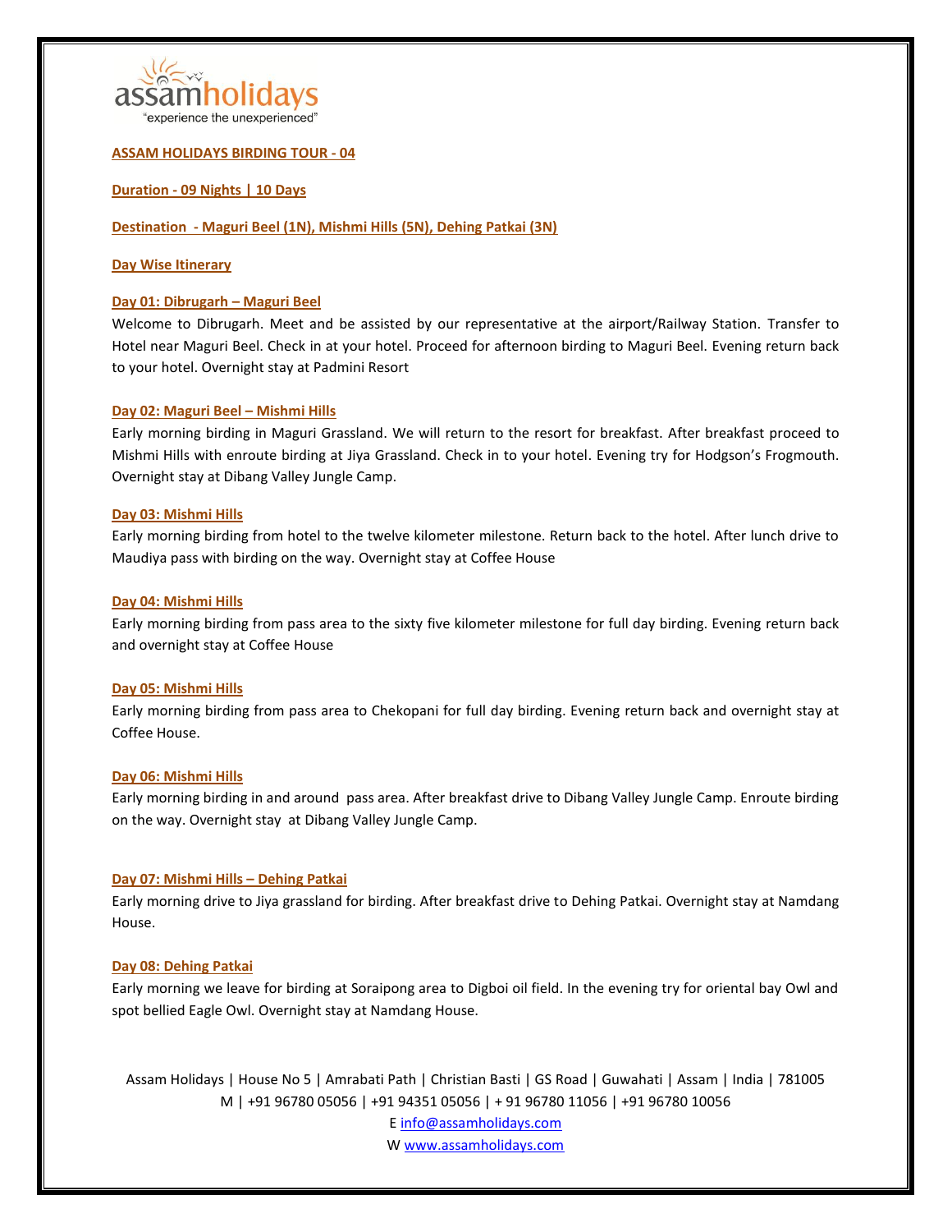assamholidays

"experience the unexperienced"

## ASSAM HOLIDAYS BIRDING TOUR - 04

**Duration - 09 Nights | 10 Days**

**Destination - Maguri Beel (1N), Mishmi Hills (5N), Dehing Patkai (3N)**

**Day Wise Itinerary**

### Day 01: Dibrugarh – Maguri Beel

Welcome to Dibrugarh. Meet and be assisted by our representative at the airport/Railway Station. Transfer to Hotel near Maguri Beel. Check in at your hotel. Proceed for afternoon birding to Maguri Beel. Evening return back to your hotel. Overnight stay at Padmini Resort

### Day 02: Maguri Beel – Mishmi Hills

Early morning birding in Maguri Grassland. We will return to the resort for breakfast. After breakfast proceed to Mishmi Hills with enroute birding at Jiya Grassland. Check in to your hotel. Evening try for Hodgson's Frogmouth. Overnight stay at Dibang Valley Jungle Camp.

### Day 03: Mishmi Hills

Early morning birding from hotel to the twelve kilometer milestone. Return back to the hotel. After lunch drive to Maudiya pass with birding on the way. Overnight stay at Coffee House

### Day 04: Mishmi Hills

Early morning birding from pass area to the sixty five kilometer milestone for full day birding. Evening return back and overnight stay at Coffee House

### Day 05: Mishmi Hills

Early morning birding from pass area to Chekopani for full day birding. Evening return back and overnight stay at Coffee House.

### Day 06: Mishmi Hills

Early morning birding in and around pass area. After breakfast drive to Dibang Valley Jungle Camp. Enroute birding on the way. Overnight stay at Dibang Valley Jungle Camp.

### Day 07: Mishmi Hills – Dehing Patkai

Early morning drive to Jiya grassland for birding. After breakfast drive to Dehing Patkai. Overnight stay at Namdang House.

### Day 08: Dehing Patkai

Early morning we leave for birding at Soraipong area to Digboi oil field. In the evening try for oriental bay Owl and spot bellied Eagle Owl. Overnight stay at Namdang House.

Assam Holidays | House No 5 | Amrabati Path | Christian Basti | GS Road | Guwahati | Assam | India | 781005
M | +91 96780 05056 | +91 94351 05056 | + 91 96780 11056 | +91 96780 10056
E info@assamholidays.com
W www.assamholidays.com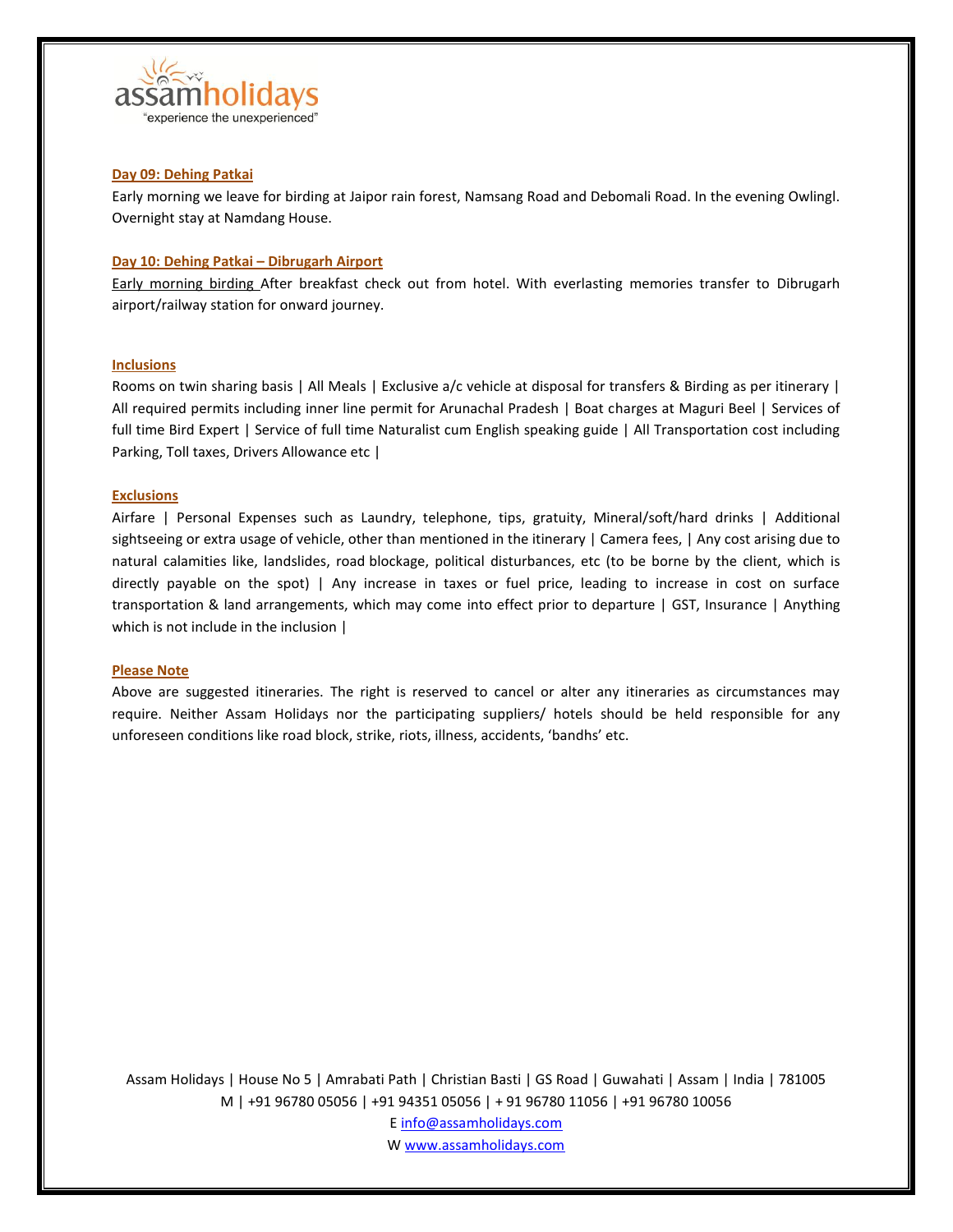#### Day 09: Dehing Patkai

Early morning we leave for birding at Jaipor rain forest, Namsang Road and Debomali Road. In the evening Owlingl. Overnight stay at Namdang House.

#### Day 10: Dehing Patkai – Dibrugarh Airport

Early morning birding After breakfast check out from hotel. With everlasting memories transfer to Dibrugarh airport/railway station for onward journey.

#### Inclusions

Rooms on twin sharing basis | All Meals | Exclusive a/c vehicle at disposal for transfers & Birding as per itinerary | All required permits including inner line permit for Arunachal Pradesh | Boat charges at Maguri Beel | Services of full time Bird Expert | Service of full time Naturalist cum English speaking guide | All Transportation cost including Parking, Toll taxes, Drivers Allowance etc |

#### Exclusions

Airfare | Personal Expenses such as Laundry, telephone, tips, gratuity, Mineral/soft/hard drinks | Additional sightseeing or extra usage of vehicle, other than mentioned in the itinerary | Camera fees, | Any cost arising due to natural calamities like, landslides, road blockage, political disturbances, etc (to be borne by the client, which is directly payable on the spot) | Any increase in taxes or fuel price, leading to increase in cost on surface transportation & land arrangements, which may come into effect prior to departure | GST, Insurance | Anything which is not include in the inclusion |

#### Please Note

Above are suggested itineraries. The right is reserved to cancel or alter any itineraries as circumstances may require. Neither Assam Holidays nor the participating suppliers/ hotels should be held responsible for any unforeseen conditions like road block, strike, riots, illness, accidents, 'bandhs' etc.